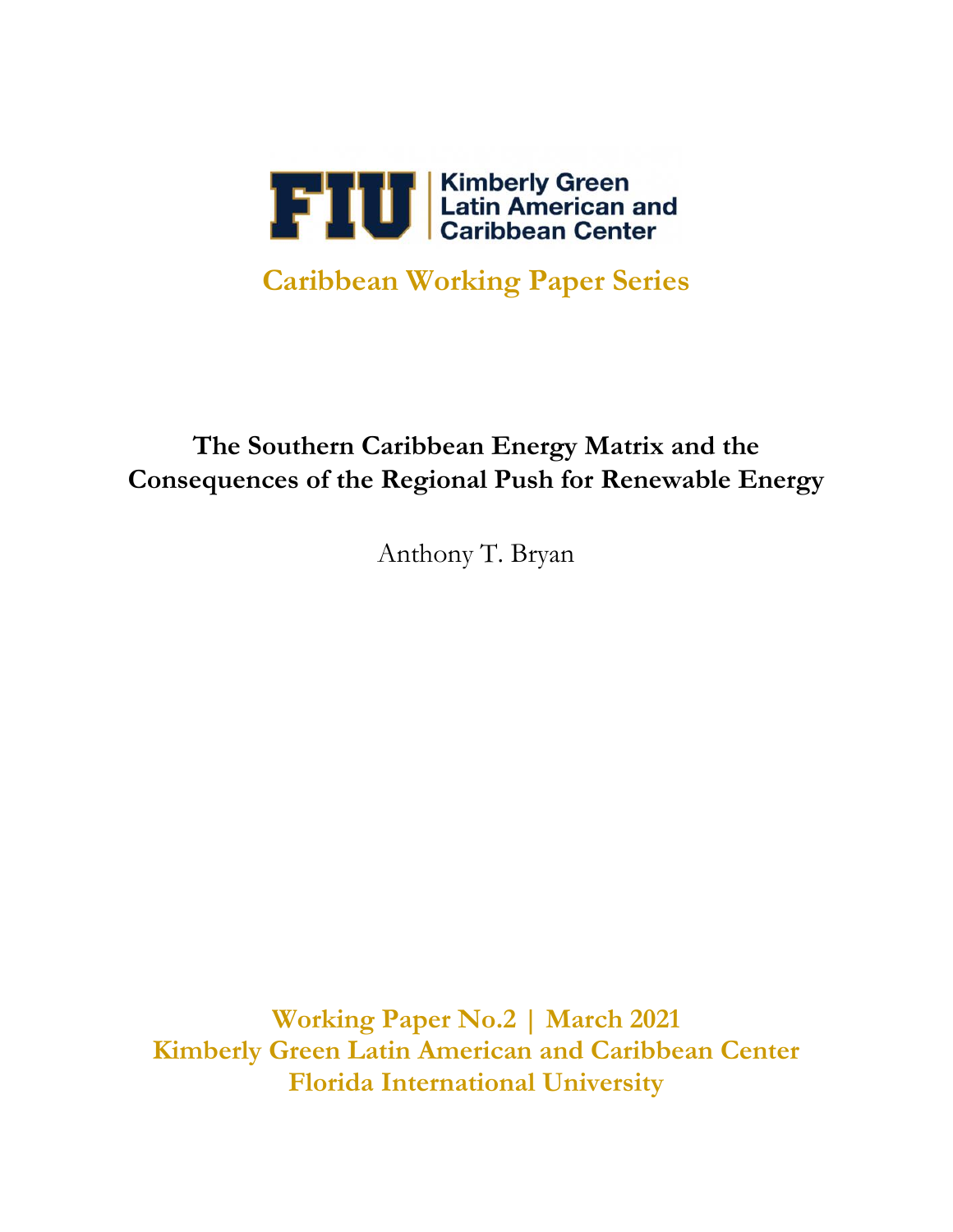FIU | Kimberly Green Latin American and Caribbean Center

## Caribbean Working Paper Series

# The Southern Caribbean Energy Matrix and the Consequences of the Regional Push for Renewable Energy

Anthony T. Bryan

**Working Paper No.2 | March 2021**
**Kimberly Green Latin American and Caribbean Center**
**Florida International University**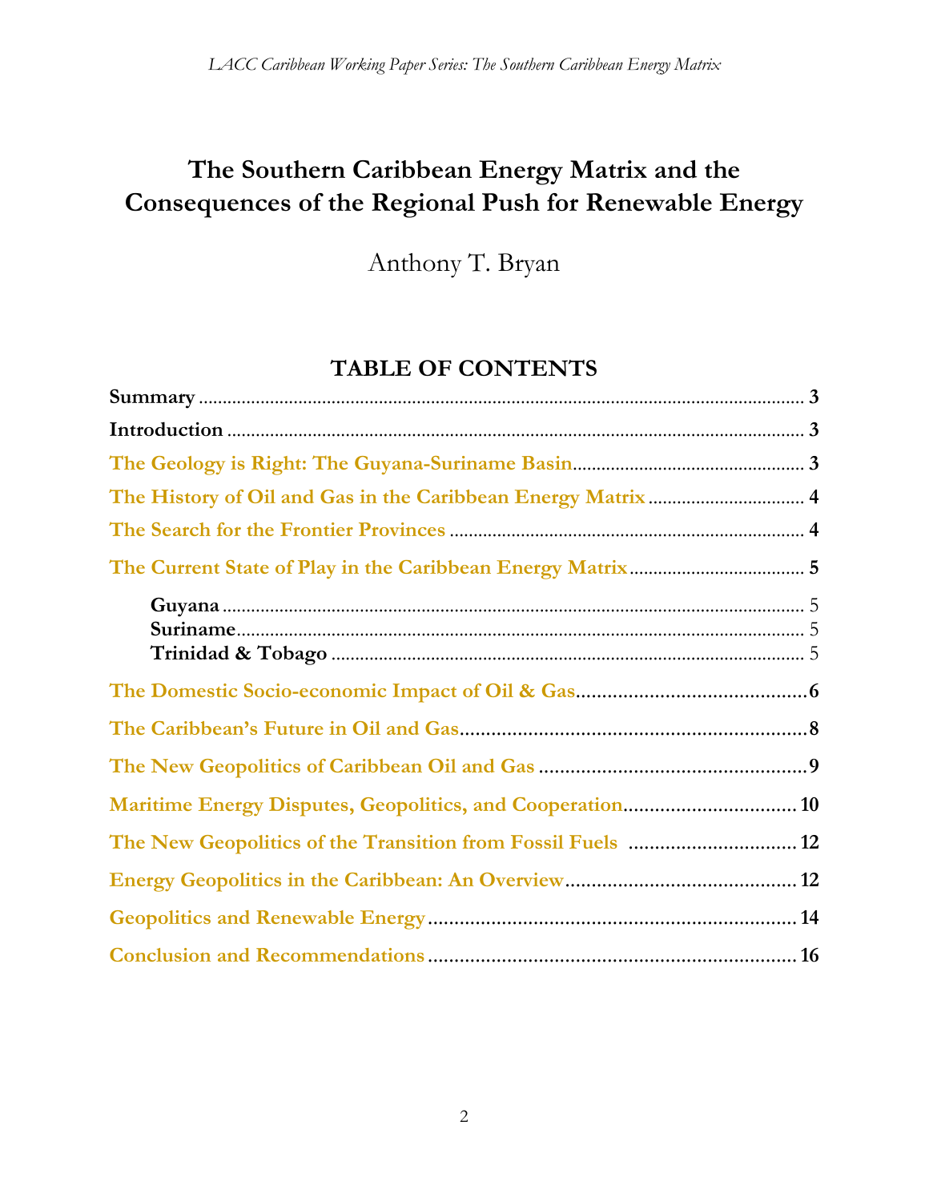# The Southern Caribbean Energy Matrix and the Consequences of the Regional Push for Renewable Energy

Anthony T. Bryan

## TABLE OF CONTENTS

**Summary** .................................................................................................... 3

**Introduction** ............................................................................................... 3

**The Geology is Right: The Guyana-Suriname Basin** ....................................... 3

**The History of Oil and Gas in the Caribbean Energy Matrix** ......................... 4

**The Search for the Frontier Provinces** ......................................................... 4

**The Current State of Play in the Caribbean Energy Matrix** ............................ 5

- **Guyana** ................................................................................................ 5
- **Suriname** ............................................................................................. 5
- **Trinidad & Tobago** ............................................................................... 5

**The Domestic Socio-economic Impact of Oil & Gas** ...................................... 6

**The Caribbean's Future in Oil and Gas** ....................................................... 8

**The New Geopolitics of Caribbean Oil and Gas** ........................................... 9

**Maritime Energy Disputes, Geopolitics, and Cooperation** ............................ 10

**The New Geopolitics of the Transition from Fossil Fuels** ............................ 12

**Energy Geopolitics in the Caribbean: An Overview** ..................................... 12

**Geopolitics and Renewable Energy** ............................................................. 14

**Conclusion and Recommendations** ............................................................. 16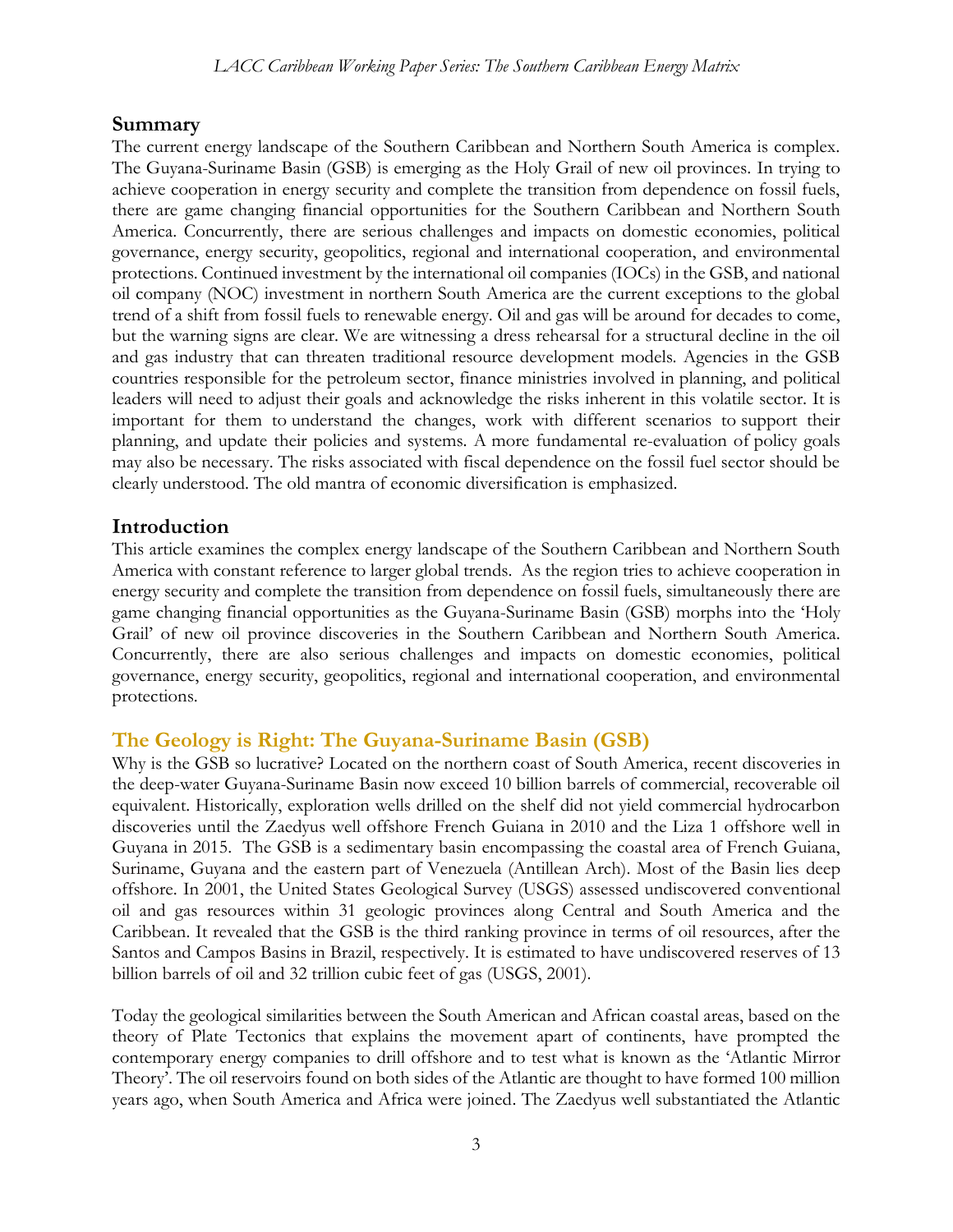## Summary

The current energy landscape of the Southern Caribbean and Northern South America is complex. The Guyana-Suriname Basin (GSB) is emerging as the Holy Grail of new oil provinces. In trying to achieve cooperation in energy security and complete the transition from dependence on fossil fuels, there are game changing financial opportunities for the Southern Caribbean and Northern South America. Concurrently, there are serious challenges and impacts on domestic economies, political governance, energy security, geopolitics, regional and international cooperation, and environmental protections. Continued investment by the international oil companies (IOCs) in the GSB, and national oil company (NOC) investment in northern South America are the current exceptions to the global trend of a shift from fossil fuels to renewable energy. Oil and gas will be around for decades to come, but the warning signs are clear. We are witnessing a dress rehearsal for a structural decline in the oil and gas industry that can threaten traditional resource development models. Agencies in the GSB countries responsible for the petroleum sector, finance ministries involved in planning, and political leaders will need to adjust their goals and acknowledge the risks inherent in this volatile sector. It is important for them to understand the changes, work with different scenarios to support their planning, and update their policies and systems. A more fundamental re-evaluation of policy goals may also be necessary. The risks associated with fiscal dependence on the fossil fuel sector should be clearly understood. The old mantra of economic diversification is emphasized.

## Introduction

This article examines the complex energy landscape of the Southern Caribbean and Northern South America with constant reference to larger global trends. As the region tries to achieve cooperation in energy security and complete the transition from dependence on fossil fuels, simultaneously there are game changing financial opportunities as the Guyana-Suriname Basin (GSB) morphs into the 'Holy Grail' of new oil province discoveries in the Southern Caribbean and Northern South America. Concurrently, there are also serious challenges and impacts on domestic economies, political governance, energy security, geopolitics, regional and international cooperation, and environmental protections.

## The Geology is Right: The Guyana-Suriname Basin (GSB)

Why is the GSB so lucrative? Located on the northern coast of South America, recent discoveries in the deep-water Guyana-Suriname Basin now exceed 10 billion barrels of commercial, recoverable oil equivalent. Historically, exploration wells drilled on the shelf did not yield commercial hydrocarbon discoveries until the Zaedyus well offshore French Guiana in 2010 and the Liza 1 offshore well in Guyana in 2015. The GSB is a sedimentary basin encompassing the coastal area of French Guiana, Suriname, Guyana and the eastern part of Venezuela (Antillean Arch). Most of the Basin lies deep offshore. In 2001, the United States Geological Survey (USGS) assessed undiscovered conventional oil and gas resources within 31 geologic provinces along Central and South America and the Caribbean. It revealed that the GSB is the third ranking province in terms of oil resources, after the Santos and Campos Basins in Brazil, respectively. It is estimated to have undiscovered reserves of 13 billion barrels of oil and 32 trillion cubic feet of gas (USGS, 2001).

Today the geological similarities between the South American and African coastal areas, based on the theory of Plate Tectonics that explains the movement apart of continents, have prompted the contemporary energy companies to drill offshore and to test what is known as the 'Atlantic Mirror Theory'. The oil reservoirs found on both sides of the Atlantic are thought to have formed 100 million years ago, when South America and Africa were joined. The Zaedyus well substantiated the Atlantic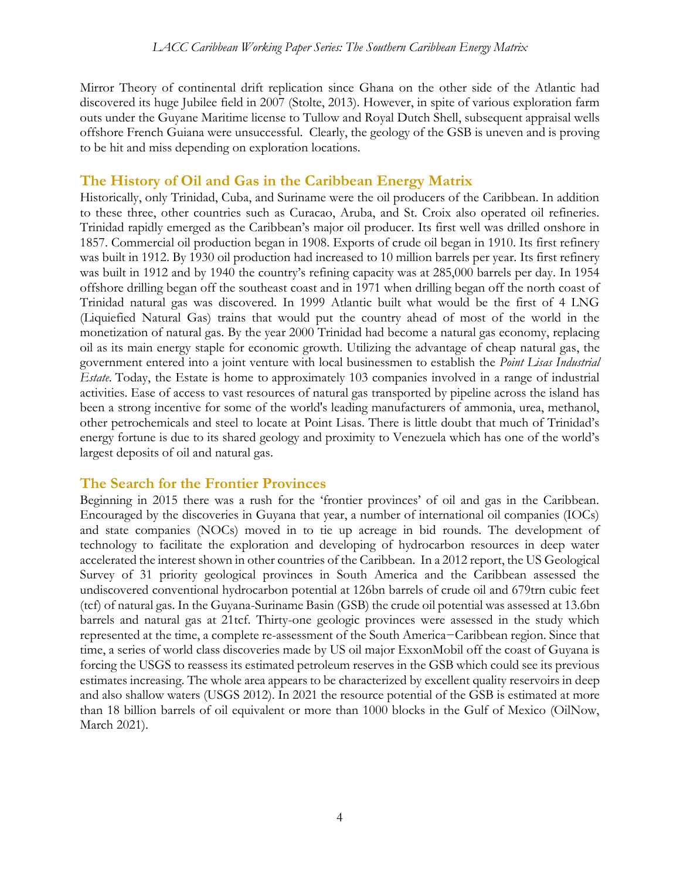Mirror Theory of continental drift replication since Ghana on the other side of the Atlantic had discovered its huge Jubilee field in 2007 (Stolte, 2013). However, in spite of various exploration farm outs under the Guyane Maritime license to Tullow and Royal Dutch Shell, subsequent appraisal wells offshore French Guiana were unsuccessful. Clearly, the geology of the GSB is uneven and is proving to be hit and miss depending on exploration locations.

## The History of Oil and Gas in the Caribbean Energy Matrix

Historically, only Trinidad, Cuba, and Suriname were the oil producers of the Caribbean. In addition to these three, other countries such as Curacao, Aruba, and St. Croix also operated oil refineries. Trinidad rapidly emerged as the Caribbean's major oil producer. Its first well was drilled onshore in 1857. Commercial oil production began in 1908. Exports of crude oil began in 1910. Its first refinery was built in 1912. By 1930 oil production had increased to 10 million barrels per year. Its first refinery was built in 1912 and by 1940 the country's refining capacity was at 285,000 barrels per day. In 1954 offshore drilling began off the southeast coast and in 1971 when drilling began off the north coast of Trinidad natural gas was discovered. In 1999 Atlantic built what would be the first of 4 LNG (Liquiefied Natural Gas) trains that would put the country ahead of most of the world in the monetization of natural gas. By the year 2000 Trinidad had become a natural gas economy, replacing oil as its main energy staple for economic growth. Utilizing the advantage of cheap natural gas, the government entered into a joint venture with local businessmen to establish the *Point Lisas Industrial Estate*. Today, the Estate is home to approximately 103 companies involved in a range of industrial activities. Ease of access to vast resources of natural gas transported by pipeline across the island has been a strong incentive for some of the world's leading manufacturers of ammonia, urea, methanol, other petrochemicals and steel to locate at Point Lisas. There is little doubt that much of Trinidad's energy fortune is due to its shared geology and proximity to Venezuela which has one of the world's largest deposits of oil and natural gas.

## The Search for the Frontier Provinces

Beginning in 2015 there was a rush for the 'frontier provinces' of oil and gas in the Caribbean. Encouraged by the discoveries in Guyana that year, a number of international oil companies (IOCs) and state companies (NOCs) moved in to tie up acreage in bid rounds. The development of technology to facilitate the exploration and developing of hydrocarbon resources in deep water accelerated the interest shown in other countries of the Caribbean. In a 2012 report, the US Geological Survey of 31 priority geological provinces in South America and the Caribbean assessed the undiscovered conventional hydrocarbon potential at 126bn barrels of crude oil and 679trn cubic feet (tcf) of natural gas. In the Guyana-Suriname Basin (GSB) the crude oil potential was assessed at 13.6bn barrels and natural gas at 21tcf. Thirty-one geologic provinces were assessed in the study which represented at the time, a complete re-assessment of the South America−Caribbean region. Since that time, a series of world class discoveries made by US oil major ExxonMobil off the coast of Guyana is forcing the USGS to reassess its estimated petroleum reserves in the GSB which could see its previous estimates increasing. The whole area appears to be characterized by excellent quality reservoirs in deep and also shallow waters (USGS 2012). In 2021 the resource potential of the GSB is estimated at more than 18 billion barrels of oil equivalent or more than 1000 blocks in the Gulf of Mexico (OilNow, March 2021).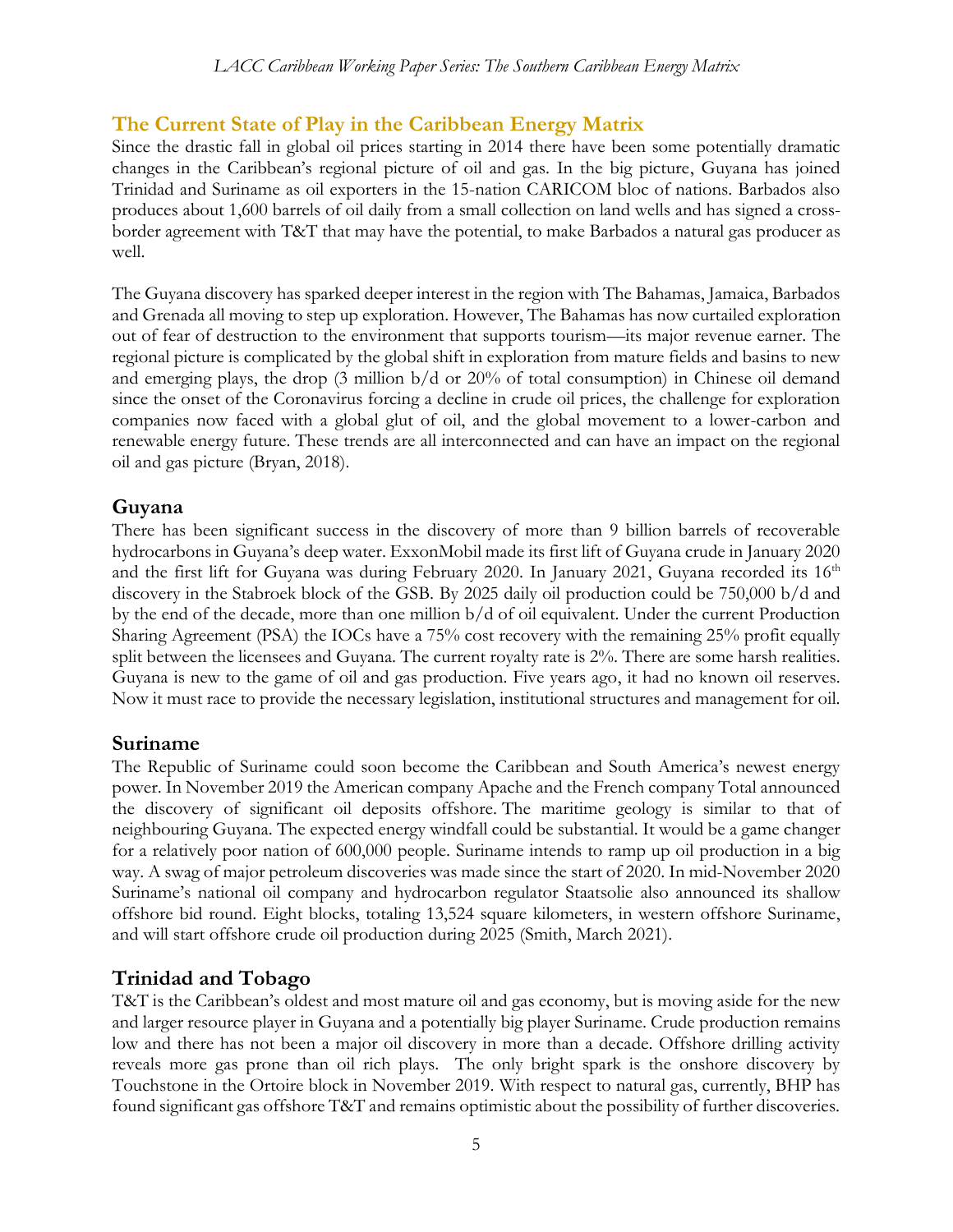## The Current State of Play in the Caribbean Energy Matrix

Since the drastic fall in global oil prices starting in 2014 there have been some potentially dramatic changes in the Caribbean's regional picture of oil and gas. In the big picture, Guyana has joined Trinidad and Suriname as oil exporters in the 15-nation CARICOM bloc of nations. Barbados also produces about 1,600 barrels of oil daily from a small collection on land wells and has signed a cross-border agreement with T&T that may have the potential, to make Barbados a natural gas producer as well.

The Guyana discovery has sparked deeper interest in the region with The Bahamas, Jamaica, Barbados and Grenada all moving to step up exploration. However, The Bahamas has now curtailed exploration out of fear of destruction to the environment that supports tourism—its major revenue earner. The regional picture is complicated by the global shift in exploration from mature fields and basins to new and emerging plays, the drop (3 million b/d or 20% of total consumption) in Chinese oil demand since the onset of the Coronavirus forcing a decline in crude oil prices, the challenge for exploration companies now faced with a global glut of oil, and the global movement to a lower-carbon and renewable energy future. These trends are all interconnected and can have an impact on the regional oil and gas picture (Bryan, 2018).

## Guyana

There has been significant success in the discovery of more than 9 billion barrels of recoverable hydrocarbons in Guyana's deep water. ExxonMobil made its first lift of Guyana crude in January 2020 and the first lift for Guyana was during February 2020. In January 2021, Guyana recorded its 16th discovery in the Stabroek block of the GSB. By 2025 daily oil production could be 750,000 b/d and by the end of the decade, more than one million b/d of oil equivalent. Under the current Production Sharing Agreement (PSA) the IOCs have a 75% cost recovery with the remaining 25% profit equally split between the licensees and Guyana. The current royalty rate is 2%. There are some harsh realities. Guyana is new to the game of oil and gas production. Five years ago, it had no known oil reserves. Now it must race to provide the necessary legislation, institutional structures and management for oil.

## Suriname

The Republic of Suriname could soon become the Caribbean and South America's newest energy power. In November 2019 the American company Apache and the French company Total announced the discovery of significant oil deposits offshore. The maritime geology is similar to that of neighbouring Guyana. The expected energy windfall could be substantial. It would be a game changer for a relatively poor nation of 600,000 people. Suriname intends to ramp up oil production in a big way. A swag of major petroleum discoveries was made since the start of 2020. In mid-November 2020 Suriname's national oil company and hydrocarbon regulator Staatsolie also announced its shallow offshore bid round. Eight blocks, totaling 13,524 square kilometers, in western offshore Suriname, and will start offshore crude oil production during 2025 (Smith, March 2021).

## Trinidad and Tobago

T&T is the Caribbean's oldest and most mature oil and gas economy, but is moving aside for the new and larger resource player in Guyana and a potentially big player Suriname. Crude production remains low and there has not been a major oil discovery in more than a decade. Offshore drilling activity reveals more gas prone than oil rich plays. The only bright spark is the onshore discovery by Touchstone in the Ortoire block in November 2019. With respect to natural gas, currently, BHP has found significant gas offshore T&T and remains optimistic about the possibility of further discoveries.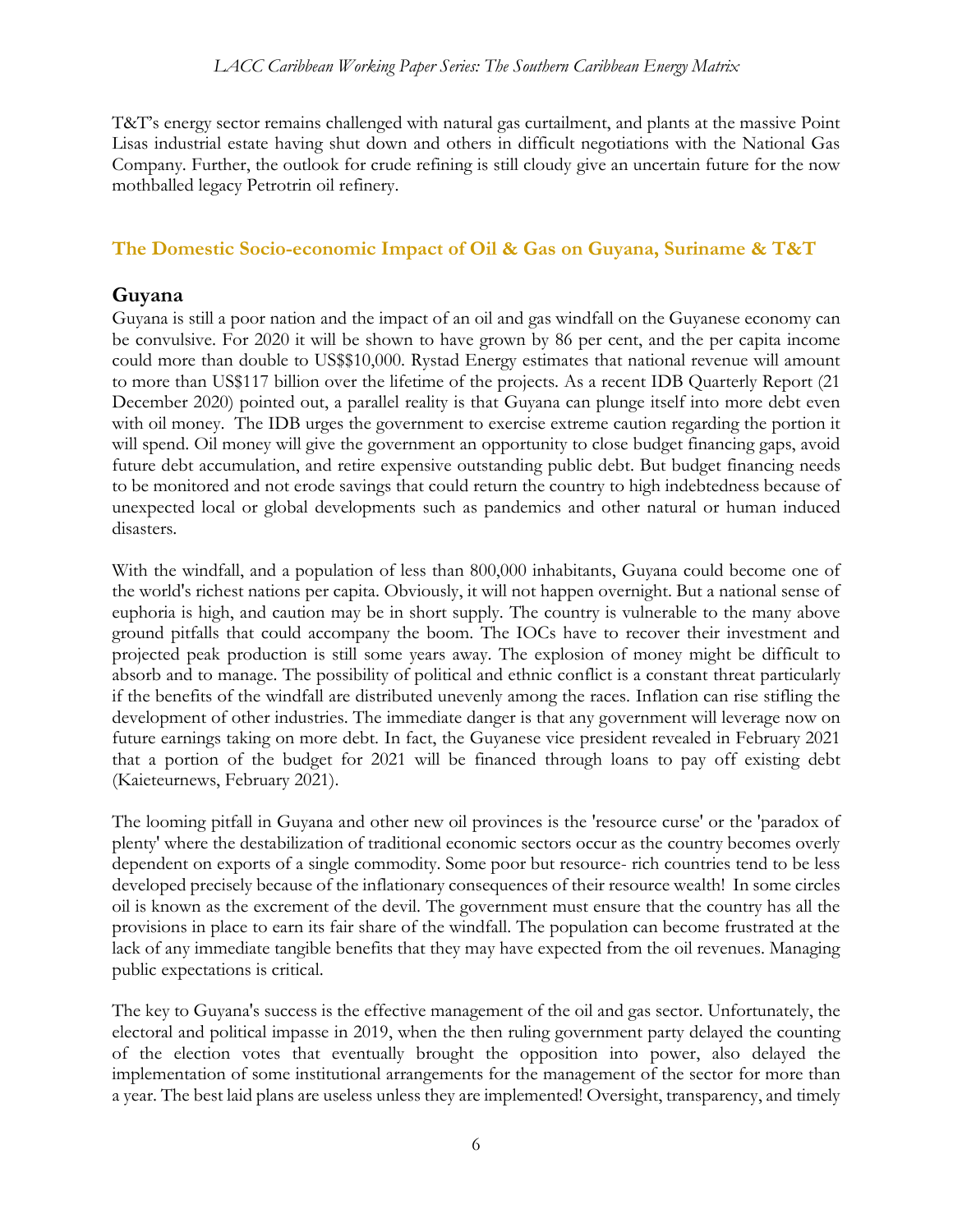T&T's energy sector remains challenged with natural gas curtailment, and plants at the massive Point Lisas industrial estate having shut down and others in difficult negotiations with the National Gas Company. Further, the outlook for crude refining is still cloudy give an uncertain future for the now mothballed legacy Petrotrin oil refinery.

## The Domestic Socio-economic Impact of Oil & Gas on Guyana, Suriname & T&T

### Guyana

Guyana is still a poor nation and the impact of an oil and gas windfall on the Guyanese economy can be convulsive. For 2020 it will be shown to have grown by 86 per cent, and the per capita income could more than double to US$$10,000. Rystad Energy estimates that national revenue will amount to more than US$117 billion over the lifetime of the projects. As a recent IDB Quarterly Report (21 December 2020) pointed out, a parallel reality is that Guyana can plunge itself into more debt even with oil money. The IDB urges the government to exercise extreme caution regarding the portion it will spend. Oil money will give the government an opportunity to close budget financing gaps, avoid future debt accumulation, and retire expensive outstanding public debt. But budget financing needs to be monitored and not erode savings that could return the country to high indebtedness because of unexpected local or global developments such as pandemics and other natural or human induced disasters.

With the windfall, and a population of less than 800,000 inhabitants, Guyana could become one of the world's richest nations per capita. Obviously, it will not happen overnight. But a national sense of euphoria is high, and caution may be in short supply. The country is vulnerable to the many above ground pitfalls that could accompany the boom. The IOCs have to recover their investment and projected peak production is still some years away. The explosion of money might be difficult to absorb and to manage. The possibility of political and ethnic conflict is a constant threat particularly if the benefits of the windfall are distributed unevenly among the races. Inflation can rise stifling the development of other industries. The immediate danger is that any government will leverage now on future earnings taking on more debt. In fact, the Guyanese vice president revealed in February 2021 that a portion of the budget for 2021 will be financed through loans to pay off existing debt (Kaieteurnews, February 2021).

The looming pitfall in Guyana and other new oil provinces is the 'resource curse' or the 'paradox of plenty' where the destabilization of traditional economic sectors occur as the country becomes overly dependent on exports of a single commodity. Some poor but resource- rich countries tend to be less developed precisely because of the inflationary consequences of their resource wealth! In some circles oil is known as the excrement of the devil. The government must ensure that the country has all the provisions in place to earn its fair share of the windfall. The population can become frustrated at the lack of any immediate tangible benefits that they may have expected from the oil revenues. Managing public expectations is critical.

The key to Guyana's success is the effective management of the oil and gas sector. Unfortunately, the electoral and political impasse in 2019, when the then ruling government party delayed the counting of the election votes that eventually brought the opposition into power, also delayed the implementation of some institutional arrangements for the management of the sector for more than a year. The best laid plans are useless unless they are implemented! Oversight, transparency, and timely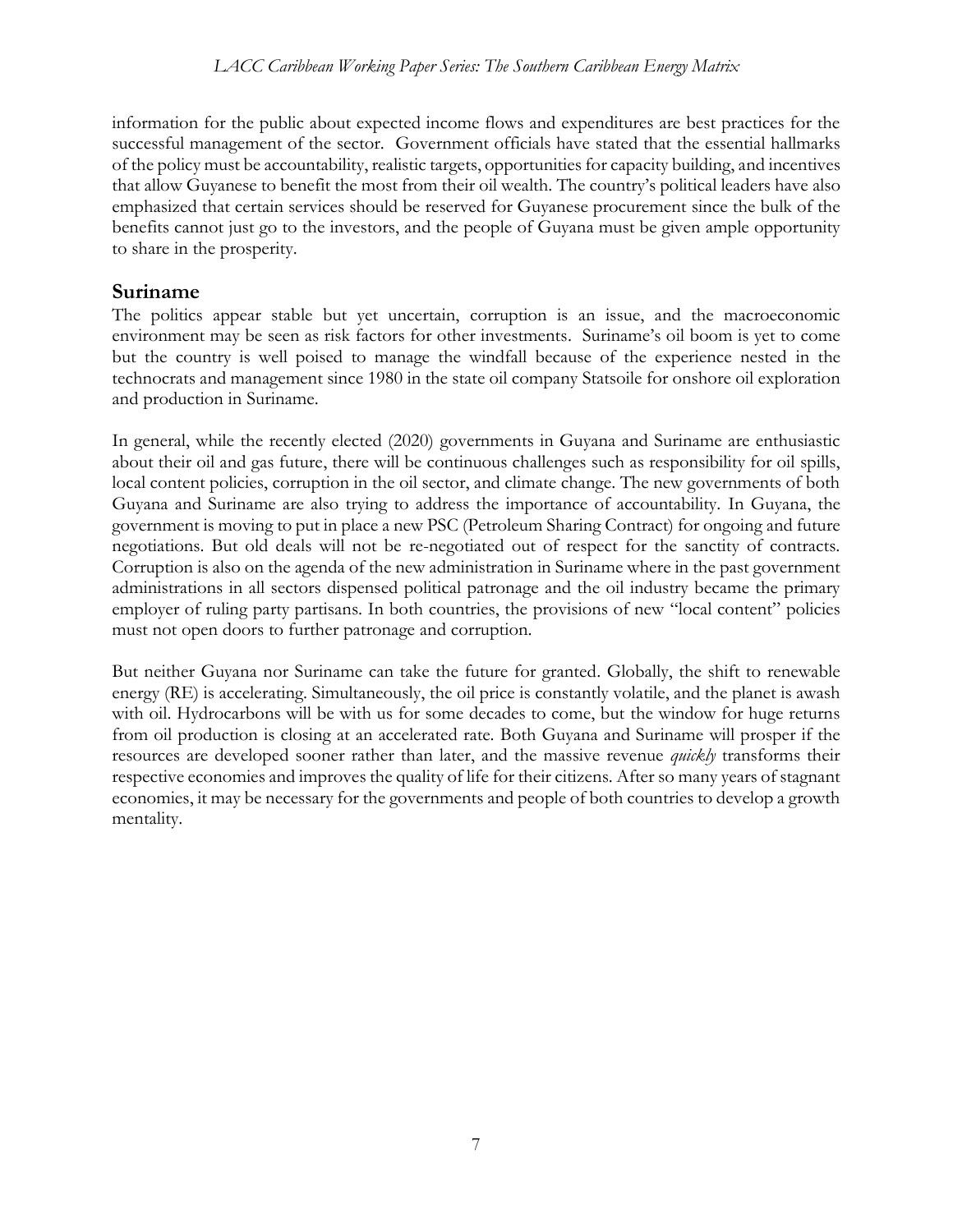information for the public about expected income flows and expenditures are best practices for the successful management of the sector. Government officials have stated that the essential hallmarks of the policy must be accountability, realistic targets, opportunities for capacity building, and incentives that allow Guyanese to benefit the most from their oil wealth. The country's political leaders have also emphasized that certain services should be reserved for Guyanese procurement since the bulk of the benefits cannot just go to the investors, and the people of Guyana must be given ample opportunity to share in the prosperity.

## Suriname

The politics appear stable but yet uncertain, corruption is an issue, and the macroeconomic environment may be seen as risk factors for other investments. Suriname's oil boom is yet to come but the country is well poised to manage the windfall because of the experience nested in the technocrats and management since 1980 in the state oil company Statsoile for onshore oil exploration and production in Suriname.

In general, while the recently elected (2020) governments in Guyana and Suriname are enthusiastic about their oil and gas future, there will be continuous challenges such as responsibility for oil spills, local content policies, corruption in the oil sector, and climate change. The new governments of both Guyana and Suriname are also trying to address the importance of accountability. In Guyana, the government is moving to put in place a new PSC (Petroleum Sharing Contract) for ongoing and future negotiations. But old deals will not be re-negotiated out of respect for the sanctity of contracts. Corruption is also on the agenda of the new administration in Suriname where in the past government administrations in all sectors dispensed political patronage and the oil industry became the primary employer of ruling party partisans. In both countries, the provisions of new "local content" policies must not open doors to further patronage and corruption.

But neither Guyana nor Suriname can take the future for granted. Globally, the shift to renewable energy (RE) is accelerating. Simultaneously, the oil price is constantly volatile, and the planet is awash with oil. Hydrocarbons will be with us for some decades to come, but the window for huge returns from oil production is closing at an accelerated rate. Both Guyana and Suriname will prosper if the resources are developed sooner rather than later, and the massive revenue *quickly* transforms their respective economies and improves the quality of life for their citizens. After so many years of stagnant economies, it may be necessary for the governments and people of both countries to develop a growth mentality.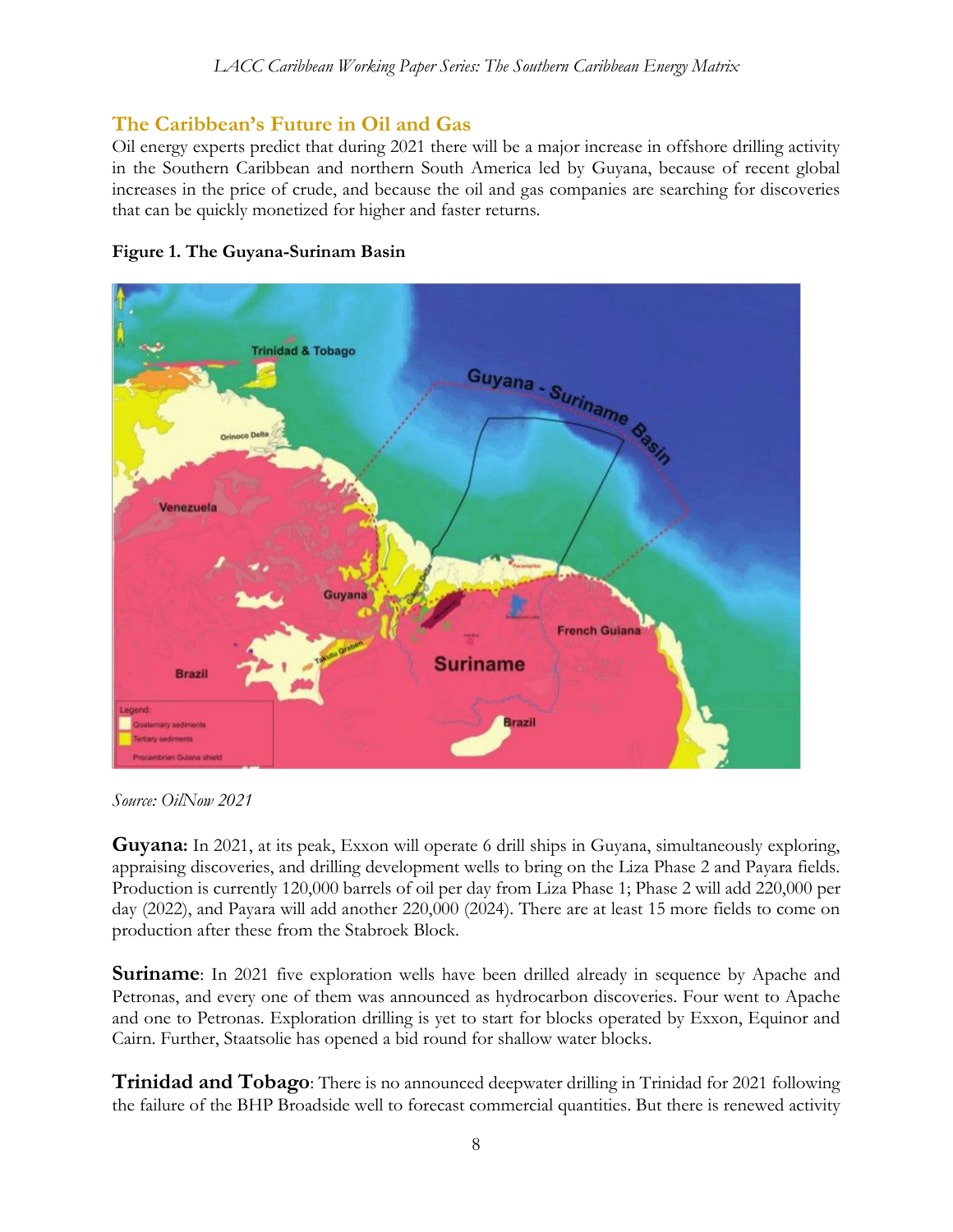## The Caribbean's Future in Oil and Gas

Oil energy experts predict that during 2021 there will be a major increase in offshore drilling activity in the Southern Caribbean and northern South America led by Guyana, because of recent global increases in the price of crude, and because the oil and gas companies are searching for discoveries that can be quickly monetized for higher and faster returns.

**Figure 1. The Guyana-Surinam Basin**

*Source: OilNow 2021*

**Guyana:** In 2021, at its peak, Exxon will operate 6 drill ships in Guyana, simultaneously exploring, appraising discoveries, and drilling development wells to bring on the Liza Phase 2 and Payara fields. Production is currently 120,000 barrels of oil per day from Liza Phase 1; Phase 2 will add 220,000 per day (2022), and Payara will add another 220,000 (2024). There are at least 15 more fields to come on production after these from the Stabroek Block.

**Suriname**: In 2021 five exploration wells have been drilled already in sequence by Apache and Petronas, and every one of them was announced as hydrocarbon discoveries. Four went to Apache and one to Petronas. Exploration drilling is yet to start for blocks operated by Exxon, Equinor and Cairn. Further, Staatsolie has opened a bid round for shallow water blocks.

**Trinidad and Tobago**: There is no announced deepwater drilling in Trinidad for 2021 following the failure of the BHP Broadside well to forecast commercial quantities. But there is renewed activity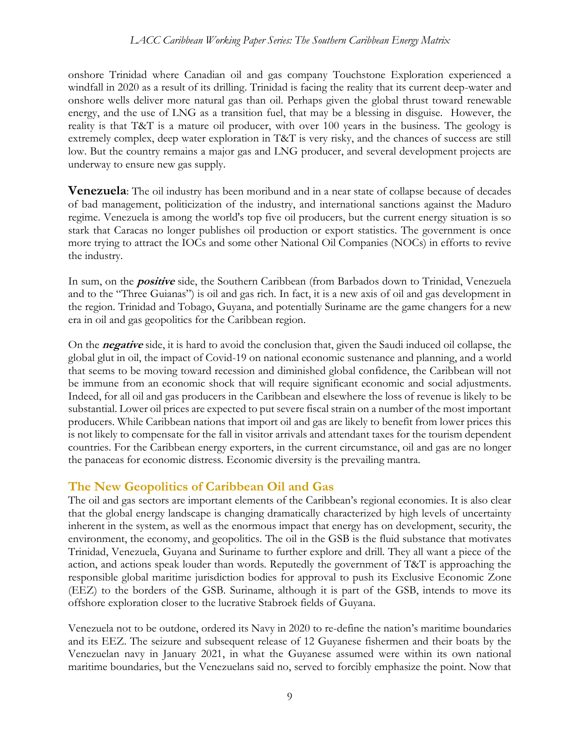onshore Trinidad where Canadian oil and gas company Touchstone Exploration experienced a windfall in 2020 as a result of its drilling. Trinidad is facing the reality that its current deep-water and onshore wells deliver more natural gas than oil. Perhaps given the global thrust toward renewable energy, and the use of LNG as a transition fuel, that may be a blessing in disguise. However, the reality is that T&T is a mature oil producer, with over 100 years in the business. The geology is extremely complex, deep water exploration in T&T is very risky, and the chances of success are still low. But the country remains a major gas and LNG producer, and several development projects are underway to ensure new gas supply.

**Venezuela**: The oil industry has been moribund and in a near state of collapse because of decades of bad management, politicization of the industry, and international sanctions against the Maduro regime. Venezuela is among the world's top five oil producers, but the current energy situation is so stark that Caracas no longer publishes oil production or export statistics. The government is once more trying to attract the IOCs and some other National Oil Companies (NOCs) in efforts to revive the industry.

In sum, on the ***positive*** side, the Southern Caribbean (from Barbados down to Trinidad, Venezuela and to the "Three Guianas") is oil and gas rich. In fact, it is a new axis of oil and gas development in the region. Trinidad and Tobago, Guyana, and potentially Suriname are the game changers for a new era in oil and gas geopolitics for the Caribbean region.

On the ***negative*** side, it is hard to avoid the conclusion that, given the Saudi induced oil collapse, the global glut in oil, the impact of Covid-19 on national economic sustenance and planning, and a world that seems to be moving toward recession and diminished global confidence, the Caribbean will not be immune from an economic shock that will require significant economic and social adjustments. Indeed, for all oil and gas producers in the Caribbean and elsewhere the loss of revenue is likely to be substantial. Lower oil prices are expected to put severe fiscal strain on a number of the most important producers. While Caribbean nations that import oil and gas are likely to benefit from lower prices this is not likely to compensate for the fall in visitor arrivals and attendant taxes for the tourism dependent countries. For the Caribbean energy exporters, in the current circumstance, oil and gas are no longer the panaceas for economic distress. Economic diversity is the prevailing mantra.

## The New Geopolitics of Caribbean Oil and Gas

The oil and gas sectors are important elements of the Caribbean's regional economies. It is also clear that the global energy landscape is changing dramatically characterized by high levels of uncertainty inherent in the system, as well as the enormous impact that energy has on development, security, the environment, the economy, and geopolitics. The oil in the GSB is the fluid substance that motivates Trinidad, Venezuela, Guyana and Suriname to further explore and drill. They all want a piece of the action, and actions speak louder than words. Reputedly the government of T&T is approaching the responsible global maritime jurisdiction bodies for approval to push its Exclusive Economic Zone (EEZ) to the borders of the GSB. Suriname, although it is part of the GSB, intends to move its offshore exploration closer to the lucrative Stabroek fields of Guyana.

Venezuela not to be outdone, ordered its Navy in 2020 to re-define the nation's maritime boundaries and its EEZ. The seizure and subsequent release of 12 Guyanese fishermen and their boats by the Venezuelan navy in January 2021, in what the Guyanese assumed were within its own national maritime boundaries, but the Venezuelans said no, served to forcibly emphasize the point. Now that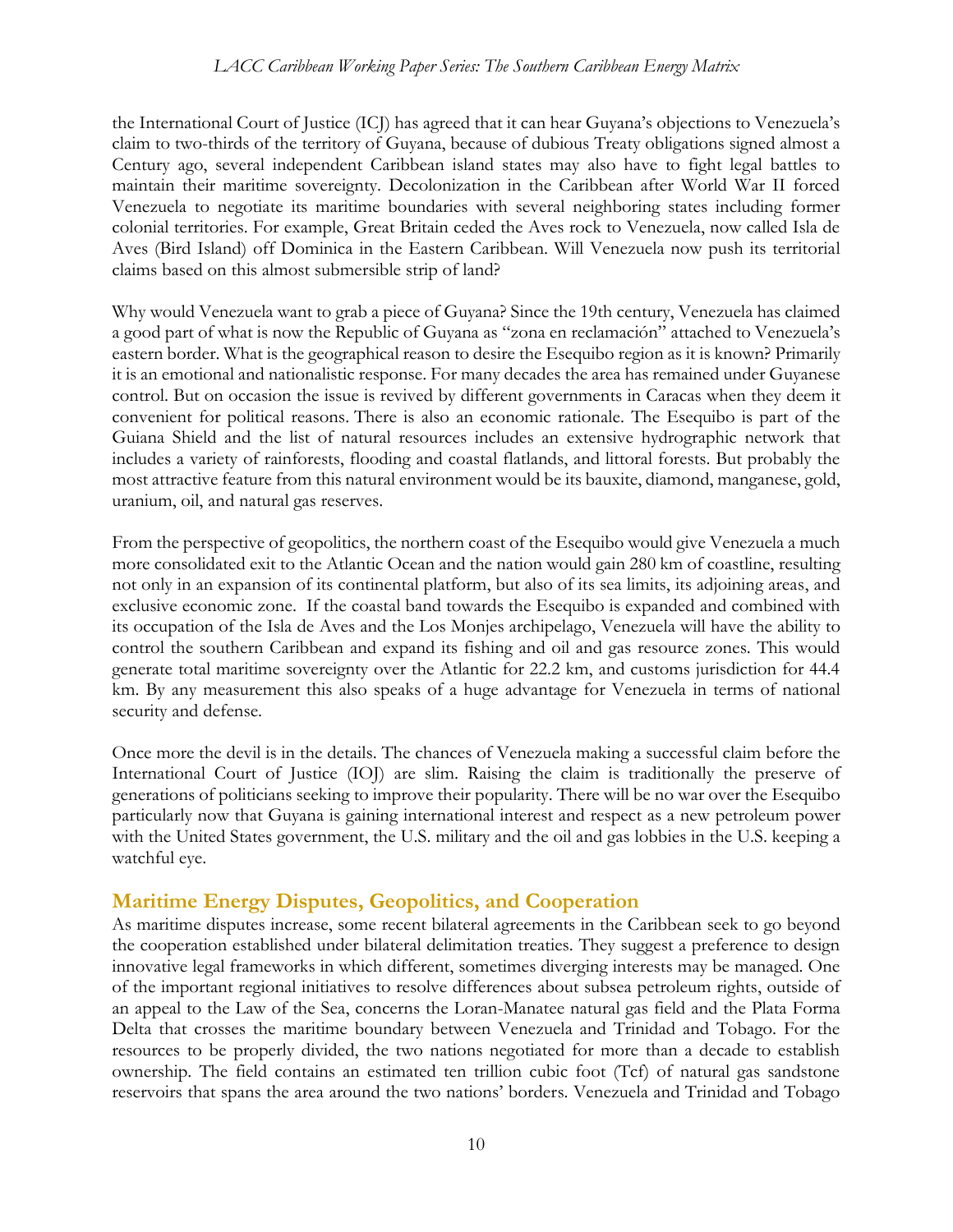the International Court of Justice (ICJ) has agreed that it can hear Guyana's objections to Venezuela's claim to two-thirds of the territory of Guyana, because of dubious Treaty obligations signed almost a Century ago, several independent Caribbean island states may also have to fight legal battles to maintain their maritime sovereignty. Decolonization in the Caribbean after World War II forced Venezuela to negotiate its maritime boundaries with several neighboring states including former colonial territories. For example, Great Britain ceded the Aves rock to Venezuela, now called Isla de Aves (Bird Island) off Dominica in the Eastern Caribbean. Will Venezuela now push its territorial claims based on this almost submersible strip of land?

Why would Venezuela want to grab a piece of Guyana? Since the 19th century, Venezuela has claimed a good part of what is now the Republic of Guyana as "zona en reclamación" attached to Venezuela's eastern border. What is the geographical reason to desire the Esequibo region as it is known? Primarily it is an emotional and nationalistic response. For many decades the area has remained under Guyanese control. But on occasion the issue is revived by different governments in Caracas when they deem it convenient for political reasons. There is also an economic rationale. The Esequibo is part of the Guiana Shield and the list of natural resources includes an extensive hydrographic network that includes a variety of rainforests, flooding and coastal flatlands, and littoral forests. But probably the most attractive feature from this natural environment would be its bauxite, diamond, manganese, gold, uranium, oil, and natural gas reserves.

From the perspective of geopolitics, the northern coast of the Esequibo would give Venezuela a much more consolidated exit to the Atlantic Ocean and the nation would gain 280 km of coastline, resulting not only in an expansion of its continental platform, but also of its sea limits, its adjoining areas, and exclusive economic zone. If the coastal band towards the Esequibo is expanded and combined with its occupation of the Isla de Aves and the Los Monjes archipelago, Venezuela will have the ability to control the southern Caribbean and expand its fishing and oil and gas resource zones. This would generate total maritime sovereignty over the Atlantic for 22.2 km, and customs jurisdiction for 44.4 km. By any measurement this also speaks of a huge advantage for Venezuela in terms of national security and defense.

Once more the devil is in the details. The chances of Venezuela making a successful claim before the International Court of Justice (IOJ) are slim. Raising the claim is traditionally the preserve of generations of politicians seeking to improve their popularity. There will be no war over the Esequibo particularly now that Guyana is gaining international interest and respect as a new petroleum power with the United States government, the U.S. military and the oil and gas lobbies in the U.S. keeping a watchful eye.

## Maritime Energy Disputes, Geopolitics, and Cooperation

As maritime disputes increase, some recent bilateral agreements in the Caribbean seek to go beyond the cooperation established under bilateral delimitation treaties. They suggest a preference to design innovative legal frameworks in which different, sometimes diverging interests may be managed. One of the important regional initiatives to resolve differences about subsea petroleum rights, outside of an appeal to the Law of the Sea, concerns the Loran-Manatee natural gas field and the Plata Forma Delta that crosses the maritime boundary between Venezuela and Trinidad and Tobago. For the resources to be properly divided, the two nations negotiated for more than a decade to establish ownership. The field contains an estimated ten trillion cubic foot (Tcf) of natural gas sandstone reservoirs that spans the area around the two nations' borders. Venezuela and Trinidad and Tobago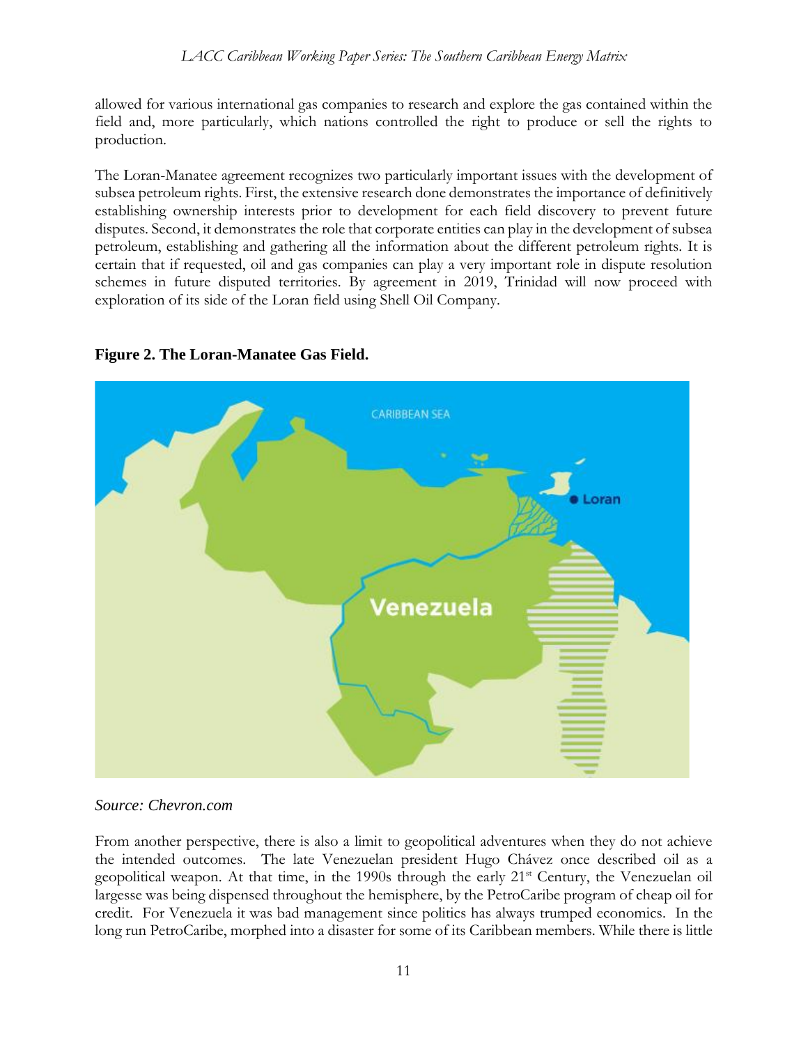allowed for various international gas companies to research and explore the gas contained within the field and, more particularly, which nations controlled the right to produce or sell the rights to production.

The Loran-Manatee agreement recognizes two particularly important issues with the development of subsea petroleum rights. First, the extensive research done demonstrates the importance of definitively establishing ownership interests prior to development for each field discovery to prevent future disputes. Second, it demonstrates the role that corporate entities can play in the development of subsea petroleum, establishing and gathering all the information about the different petroleum rights. It is certain that if requested, oil and gas companies can play a very important role in dispute resolution schemes in future disputed territories. By agreement in 2019, Trinidad will now proceed with exploration of its side of the Loran field using Shell Oil Company.

**Figure 2. The Loran-Manatee Gas Field.**

*Source: Chevron.com*

From another perspective, there is also a limit to geopolitical adventures when they do not achieve the intended outcomes. The late Venezuelan president Hugo Chávez once described oil as a geopolitical weapon. At that time, in the 1990s through the early 21st Century, the Venezuelan oil largesse was being dispensed throughout the hemisphere, by the PetroCaribe program of cheap oil for credit. For Venezuela it was bad management since politics has always trumped economics. In the long run PetroCaribe, morphed into a disaster for some of its Caribbean members. While there is little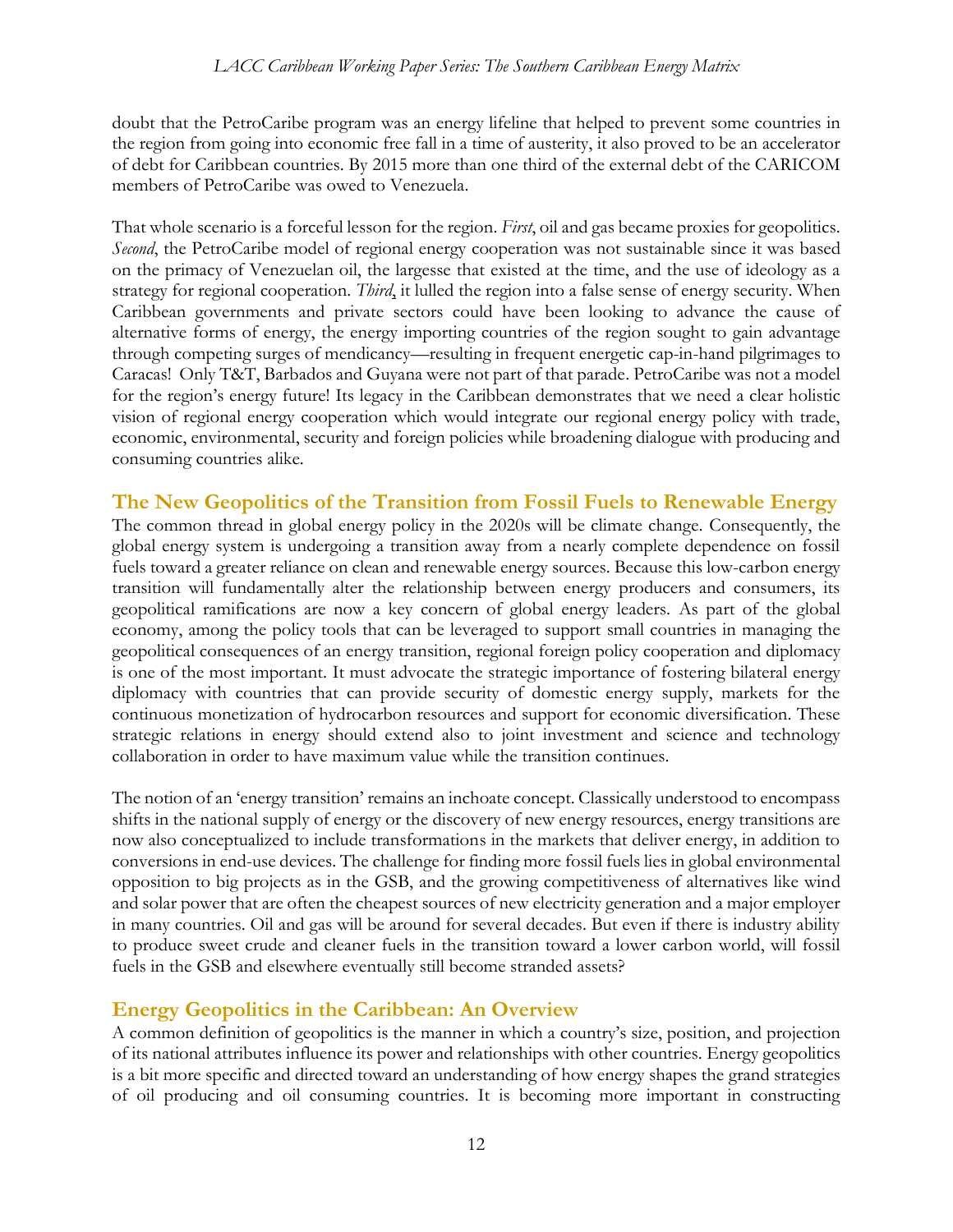doubt that the PetroCaribe program was an energy lifeline that helped to prevent some countries in the region from going into economic free fall in a time of austerity, it also proved to be an accelerator of debt for Caribbean countries. By 2015 more than one third of the external debt of the CARICOM members of PetroCaribe was owed to Venezuela.

That whole scenario is a forceful lesson for the region. *First*, oil and gas became proxies for geopolitics. *Second*, the PetroCaribe model of regional energy cooperation was not sustainable since it was based on the primacy of Venezuelan oil, the largesse that existed at the time, and the use of ideology as a strategy for regional cooperation. *Third*, it lulled the region into a false sense of energy security. When Caribbean governments and private sectors could have been looking to advance the cause of alternative forms of energy, the energy importing countries of the region sought to gain advantage through competing surges of mendicancy—resulting in frequent energetic cap-in-hand pilgrimages to Caracas! Only T&T, Barbados and Guyana were not part of that parade. PetroCaribe was not a model for the region's energy future! Its legacy in the Caribbean demonstrates that we need a clear holistic vision of regional energy cooperation which would integrate our regional energy policy with trade, economic, environmental, security and foreign policies while broadening dialogue with producing and consuming countries alike.

## The New Geopolitics of the Transition from Fossil Fuels to Renewable Energy

The common thread in global energy policy in the 2020s will be climate change. Consequently, the global energy system is undergoing a transition away from a nearly complete dependence on fossil fuels toward a greater reliance on clean and renewable energy sources. Because this low-carbon energy transition will fundamentally alter the relationship between energy producers and consumers, its geopolitical ramifications are now a key concern of global energy leaders. As part of the global economy, among the policy tools that can be leveraged to support small countries in managing the geopolitical consequences of an energy transition, regional foreign policy cooperation and diplomacy is one of the most important. It must advocate the strategic importance of fostering bilateral energy diplomacy with countries that can provide security of domestic energy supply, markets for the continuous monetization of hydrocarbon resources and support for economic diversification. These strategic relations in energy should extend also to joint investment and science and technology collaboration in order to have maximum value while the transition continues.

The notion of an 'energy transition' remains an inchoate concept. Classically understood to encompass shifts in the national supply of energy or the discovery of new energy resources, energy transitions are now also conceptualized to include transformations in the markets that deliver energy, in addition to conversions in end-use devices. The challenge for finding more fossil fuels lies in global environmental opposition to big projects as in the GSB, and the growing competitiveness of alternatives like wind and solar power that are often the cheapest sources of new electricity generation and a major employer in many countries. Oil and gas will be around for several decades. But even if there is industry ability to produce sweet crude and cleaner fuels in the transition toward a lower carbon world, will fossil fuels in the GSB and elsewhere eventually still become stranded assets?

## Energy Geopolitics in the Caribbean: An Overview

A common definition of geopolitics is the manner in which a country's size, position, and projection of its national attributes influence its power and relationships with other countries. Energy geopolitics is a bit more specific and directed toward an understanding of how energy shapes the grand strategies of oil producing and oil consuming countries. It is becoming more important in constructing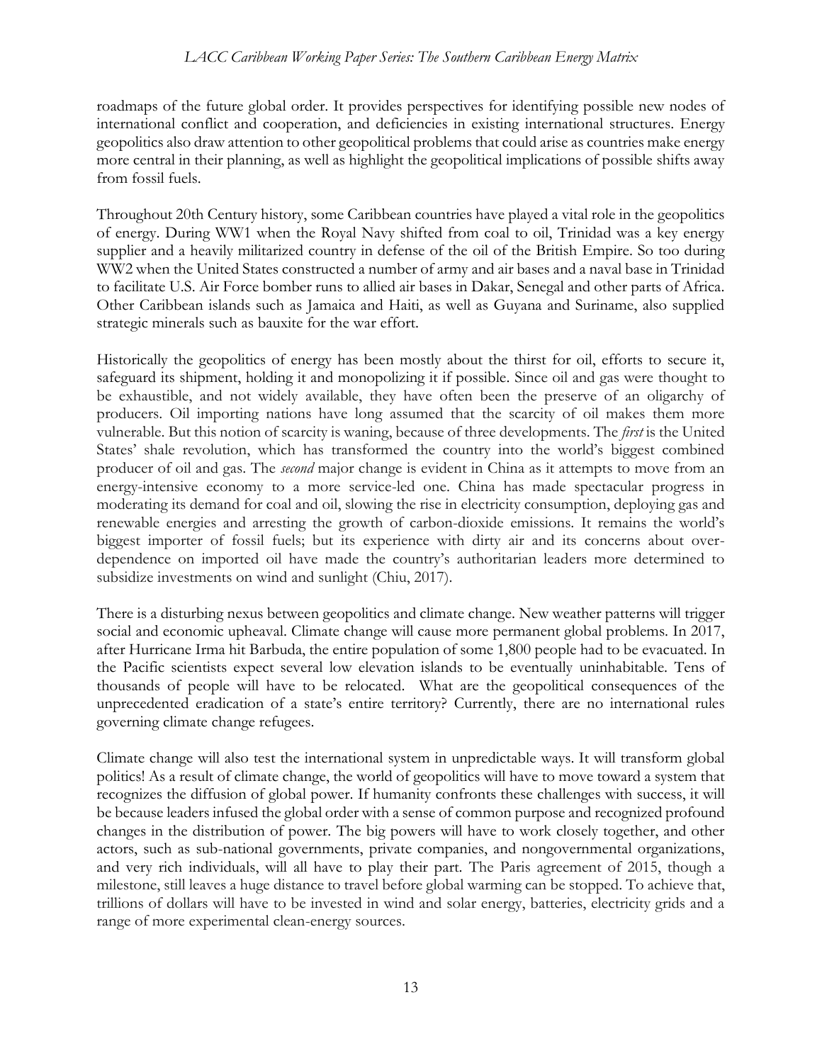roadmaps of the future global order. It provides perspectives for identifying possible new nodes of international conflict and cooperation, and deficiencies in existing international structures. Energy geopolitics also draw attention to other geopolitical problems that could arise as countries make energy more central in their planning, as well as highlight the geopolitical implications of possible shifts away from fossil fuels.

Throughout 20th Century history, some Caribbean countries have played a vital role in the geopolitics of energy. During WW1 when the Royal Navy shifted from coal to oil, Trinidad was a key energy supplier and a heavily militarized country in defense of the oil of the British Empire. So too during WW2 when the United States constructed a number of army and air bases and a naval base in Trinidad to facilitate U.S. Air Force bomber runs to allied air bases in Dakar, Senegal and other parts of Africa. Other Caribbean islands such as Jamaica and Haiti, as well as Guyana and Suriname, also supplied strategic minerals such as bauxite for the war effort.

Historically the geopolitics of energy has been mostly about the thirst for oil, efforts to secure it, safeguard its shipment, holding it and monopolizing it if possible. Since oil and gas were thought to be exhaustible, and not widely available, they have often been the preserve of an oligarchy of producers. Oil importing nations have long assumed that the scarcity of oil makes them more vulnerable. But this notion of scarcity is waning, because of three developments. The *first* is the United States' shale revolution, which has transformed the country into the world's biggest combined producer of oil and gas. The *second* major change is evident in China as it attempts to move from an energy-intensive economy to a more service-led one. China has made spectacular progress in moderating its demand for coal and oil, slowing the rise in electricity consumption, deploying gas and renewable energies and arresting the growth of carbon-dioxide emissions. It remains the world's biggest importer of fossil fuels; but its experience with dirty air and its concerns about over-dependence on imported oil have made the country's authoritarian leaders more determined to subsidize investments on wind and sunlight (Chiu, 2017).

There is a disturbing nexus between geopolitics and climate change. New weather patterns will trigger social and economic upheaval. Climate change will cause more permanent global problems. In 2017, after Hurricane Irma hit Barbuda, the entire population of some 1,800 people had to be evacuated. In the Pacific scientists expect several low elevation islands to be eventually uninhabitable. Tens of thousands of people will have to be relocated. What are the geopolitical consequences of the unprecedented eradication of a state's entire territory? Currently, there are no international rules governing climate change refugees.

Climate change will also test the international system in unpredictable ways. It will transform global politics! As a result of climate change, the world of geopolitics will have to move toward a system that recognizes the diffusion of global power. If humanity confronts these challenges with success, it will be because leaders infused the global order with a sense of common purpose and recognized profound changes in the distribution of power. The big powers will have to work closely together, and other actors, such as sub-national governments, private companies, and nongovernmental organizations, and very rich individuals, will all have to play their part. The Paris agreement of 2015, though a milestone, still leaves a huge distance to travel before global warming can be stopped. To achieve that, trillions of dollars will have to be invested in wind and solar energy, batteries, electricity grids and a range of more experimental clean-energy sources.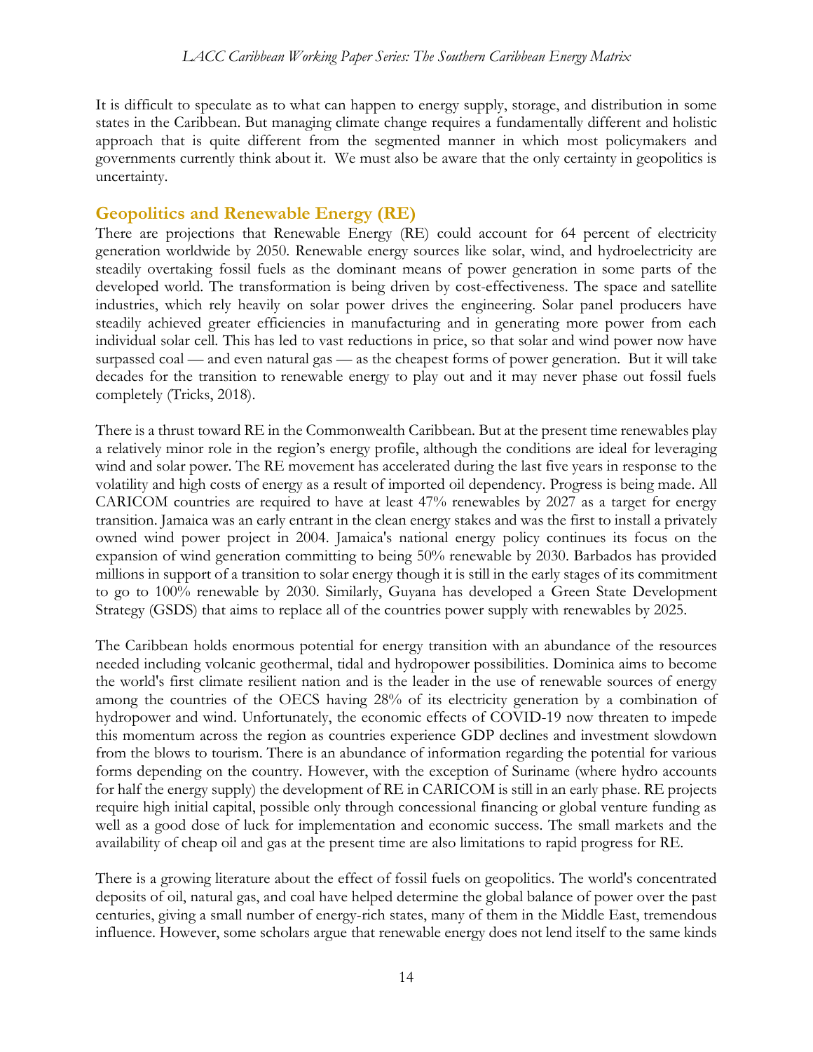It is difficult to speculate as to what can happen to energy supply, storage, and distribution in some states in the Caribbean. But managing climate change requires a fundamentally different and holistic approach that is quite different from the segmented manner in which most policymakers and governments currently think about it. We must also be aware that the only certainty in geopolitics is uncertainty.

## Geopolitics and Renewable Energy (RE)

There are projections that Renewable Energy (RE) could account for 64 percent of electricity generation worldwide by 2050. Renewable energy sources like solar, wind, and hydroelectricity are steadily overtaking fossil fuels as the dominant means of power generation in some parts of the developed world. The transformation is being driven by cost-effectiveness. The space and satellite industries, which rely heavily on solar power drives the engineering. Solar panel producers have steadily achieved greater efficiencies in manufacturing and in generating more power from each individual solar cell. This has led to vast reductions in price, so that solar and wind power now have surpassed coal — and even natural gas — as the cheapest forms of power generation. But it will take decades for the transition to renewable energy to play out and it may never phase out fossil fuels completely (Tricks, 2018).

There is a thrust toward RE in the Commonwealth Caribbean. But at the present time renewables play a relatively minor role in the region's energy profile, although the conditions are ideal for leveraging wind and solar power. The RE movement has accelerated during the last five years in response to the volatility and high costs of energy as a result of imported oil dependency. Progress is being made. All CARICOM countries are required to have at least 47% renewables by 2027 as a target for energy transition. Jamaica was an early entrant in the clean energy stakes and was the first to install a privately owned wind power project in 2004. Jamaica's national energy policy continues its focus on the expansion of wind generation committing to being 50% renewable by 2030. Barbados has provided millions in support of a transition to solar energy though it is still in the early stages of its commitment to go to 100% renewable by 2030. Similarly, Guyana has developed a Green State Development Strategy (GSDS) that aims to replace all of the countries power supply with renewables by 2025.

The Caribbean holds enormous potential for energy transition with an abundance of the resources needed including volcanic geothermal, tidal and hydropower possibilities. Dominica aims to become the world's first climate resilient nation and is the leader in the use of renewable sources of energy among the countries of the OECS having 28% of its electricity generation by a combination of hydropower and wind. Unfortunately, the economic effects of COVID-19 now threaten to impede this momentum across the region as countries experience GDP declines and investment slowdown from the blows to tourism. There is an abundance of information regarding the potential for various forms depending on the country. However, with the exception of Suriname (where hydro accounts for half the energy supply) the development of RE in CARICOM is still in an early phase. RE projects require high initial capital, possible only through concessional financing or global venture funding as well as a good dose of luck for implementation and economic success. The small markets and the availability of cheap oil and gas at the present time are also limitations to rapid progress for RE.

There is a growing literature about the effect of fossil fuels on geopolitics. The world's concentrated deposits of oil, natural gas, and coal have helped determine the global balance of power over the past centuries, giving a small number of energy-rich states, many of them in the Middle East, tremendous influence. However, some scholars argue that renewable energy does not lend itself to the same kinds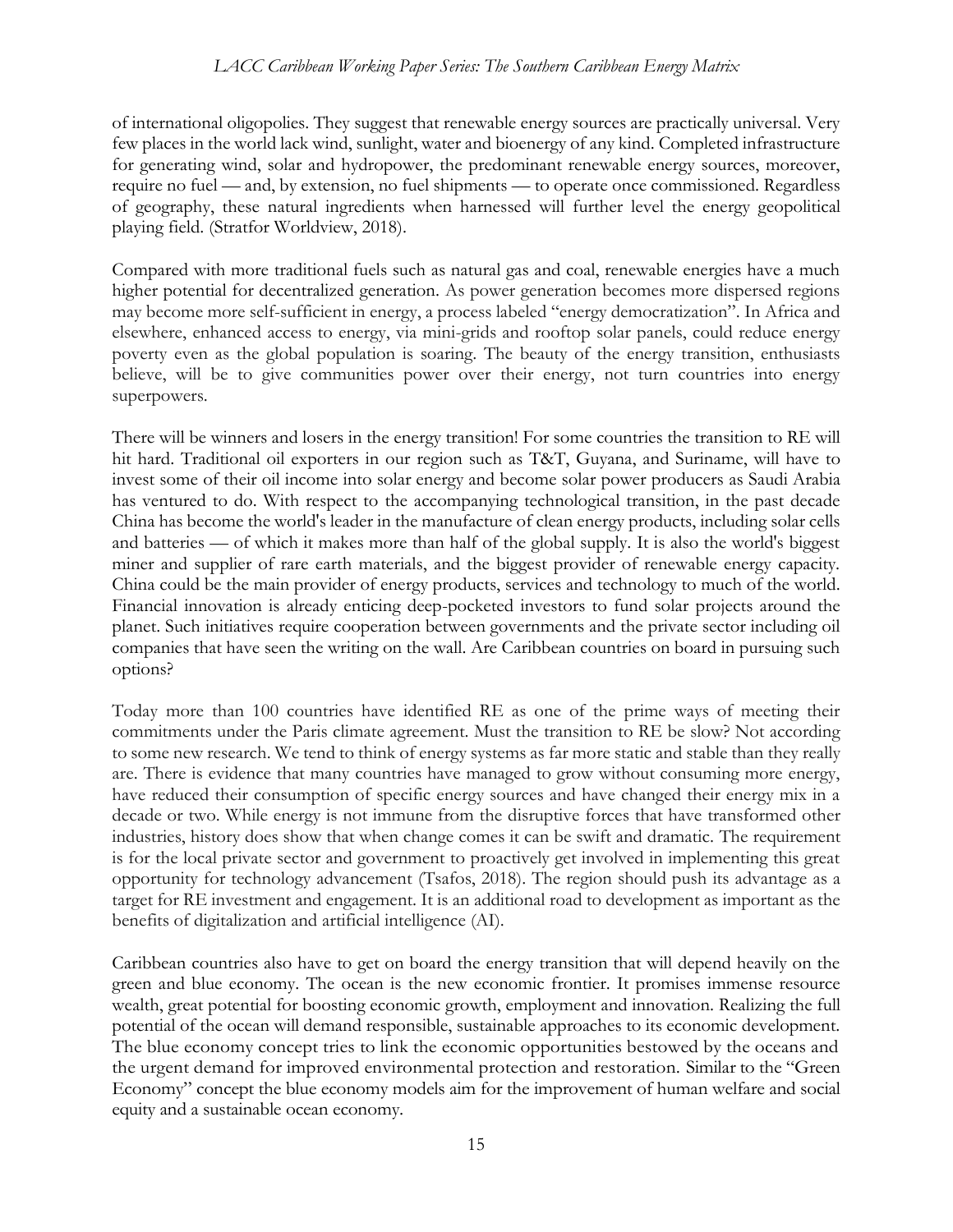of international oligopolies. They suggest that renewable energy sources are practically universal. Very few places in the world lack wind, sunlight, water and bioenergy of any kind. Completed infrastructure for generating wind, solar and hydropower, the predominant renewable energy sources, moreover, require no fuel — and, by extension, no fuel shipments — to operate once commissioned. Regardless of geography, these natural ingredients when harnessed will further level the energy geopolitical playing field. (Stratfor Worldview, 2018).

Compared with more traditional fuels such as natural gas and coal, renewable energies have a much higher potential for decentralized generation. As power generation becomes more dispersed regions may become more self-sufficient in energy, a process labeled "energy democratization". In Africa and elsewhere, enhanced access to energy, via mini-grids and rooftop solar panels, could reduce energy poverty even as the global population is soaring. The beauty of the energy transition, enthusiasts believe, will be to give communities power over their energy, not turn countries into energy superpowers.

There will be winners and losers in the energy transition! For some countries the transition to RE will hit hard. Traditional oil exporters in our region such as T&T, Guyana, and Suriname, will have to invest some of their oil income into solar energy and become solar power producers as Saudi Arabia has ventured to do. With respect to the accompanying technological transition, in the past decade China has become the world's leader in the manufacture of clean energy products, including solar cells and batteries — of which it makes more than half of the global supply. It is also the world's biggest miner and supplier of rare earth materials, and the biggest provider of renewable energy capacity. China could be the main provider of energy products, services and technology to much of the world. Financial innovation is already enticing deep-pocketed investors to fund solar projects around the planet. Such initiatives require cooperation between governments and the private sector including oil companies that have seen the writing on the wall. Are Caribbean countries on board in pursuing such options?

Today more than 100 countries have identified RE as one of the prime ways of meeting their commitments under the Paris climate agreement. Must the transition to RE be slow? Not according to some new research. We tend to think of energy systems as far more static and stable than they really are. There is evidence that many countries have managed to grow without consuming more energy, have reduced their consumption of specific energy sources and have changed their energy mix in a decade or two. While energy is not immune from the disruptive forces that have transformed other industries, history does show that when change comes it can be swift and dramatic. The requirement is for the local private sector and government to proactively get involved in implementing this great opportunity for technology advancement (Tsafos, 2018). The region should push its advantage as a target for RE investment and engagement. It is an additional road to development as important as the benefits of digitalization and artificial intelligence (AI).

Caribbean countries also have to get on board the energy transition that will depend heavily on the green and blue economy. The ocean is the new economic frontier. It promises immense resource wealth, great potential for boosting economic growth, employment and innovation. Realizing the full potential of the ocean will demand responsible, sustainable approaches to its economic development. The blue economy concept tries to link the economic opportunities bestowed by the oceans and the urgent demand for improved environmental protection and restoration. Similar to the "Green Economy" concept the blue economy models aim for the improvement of human welfare and social equity and a sustainable ocean economy.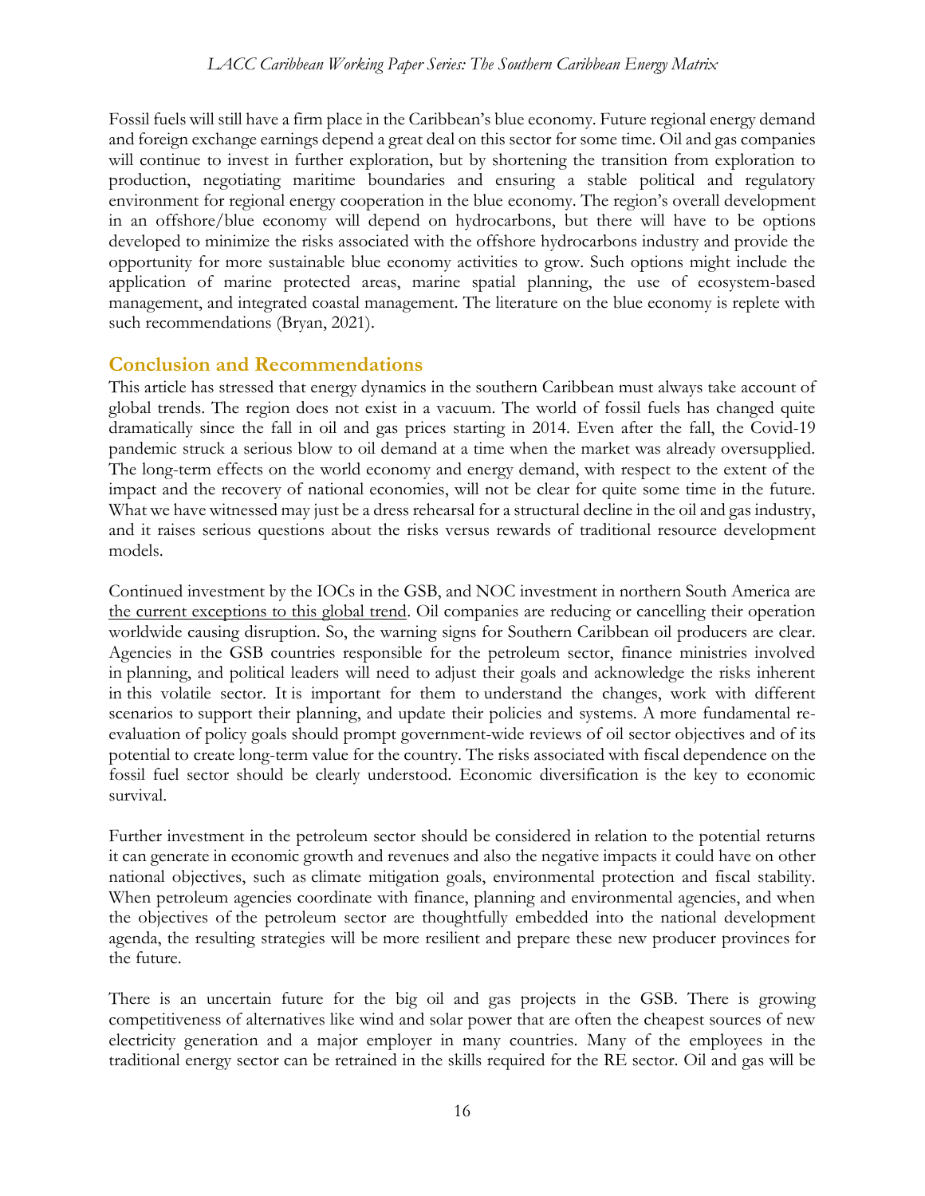Fossil fuels will still have a firm place in the Caribbean's blue economy. Future regional energy demand and foreign exchange earnings depend a great deal on this sector for some time. Oil and gas companies will continue to invest in further exploration, but by shortening the transition from exploration to production, negotiating maritime boundaries and ensuring a stable political and regulatory environment for regional energy cooperation in the blue economy. The region's overall development in an offshore/blue economy will depend on hydrocarbons, but there will have to be options developed to minimize the risks associated with the offshore hydrocarbons industry and provide the opportunity for more sustainable blue economy activities to grow. Such options might include the application of marine protected areas, marine spatial planning, the use of ecosystem-based management, and integrated coastal management. The literature on the blue economy is replete with such recommendations (Bryan, 2021).

## Conclusion and Recommendations

This article has stressed that energy dynamics in the southern Caribbean must always take account of global trends. The region does not exist in a vacuum. The world of fossil fuels has changed quite dramatically since the fall in oil and gas prices starting in 2014. Even after the fall, the Covid-19 pandemic struck a serious blow to oil demand at a time when the market was already oversupplied. The long-term effects on the world economy and energy demand, with respect to the extent of the impact and the recovery of national economies, will not be clear for quite some time in the future. What we have witnessed may just be a dress rehearsal for a structural decline in the oil and gas industry, and it raises serious questions about the risks versus rewards of traditional resource development models.

Continued investment by the IOCs in the GSB, and NOC investment in northern South America are the current exceptions to this global trend. Oil companies are reducing or cancelling their operation worldwide causing disruption. So, the warning signs for Southern Caribbean oil producers are clear. Agencies in the GSB countries responsible for the petroleum sector, finance ministries involved in planning, and political leaders will need to adjust their goals and acknowledge the risks inherent in this volatile sector. It is important for them to understand the changes, work with different scenarios to support their planning, and update their policies and systems. A more fundamental re-evaluation of policy goals should prompt government-wide reviews of oil sector objectives and of its potential to create long-term value for the country. The risks associated with fiscal dependence on the fossil fuel sector should be clearly understood. Economic diversification is the key to economic survival.

Further investment in the petroleum sector should be considered in relation to the potential returns it can generate in economic growth and revenues and also the negative impacts it could have on other national objectives, such as climate mitigation goals, environmental protection and fiscal stability. When petroleum agencies coordinate with finance, planning and environmental agencies, and when the objectives of the petroleum sector are thoughtfully embedded into the national development agenda, the resulting strategies will be more resilient and prepare these new producer provinces for the future.

There is an uncertain future for the big oil and gas projects in the GSB. There is growing competitiveness of alternatives like wind and solar power that are often the cheapest sources of new electricity generation and a major employer in many countries. Many of the employees in the traditional energy sector can be retrained in the skills required for the RE sector. Oil and gas will be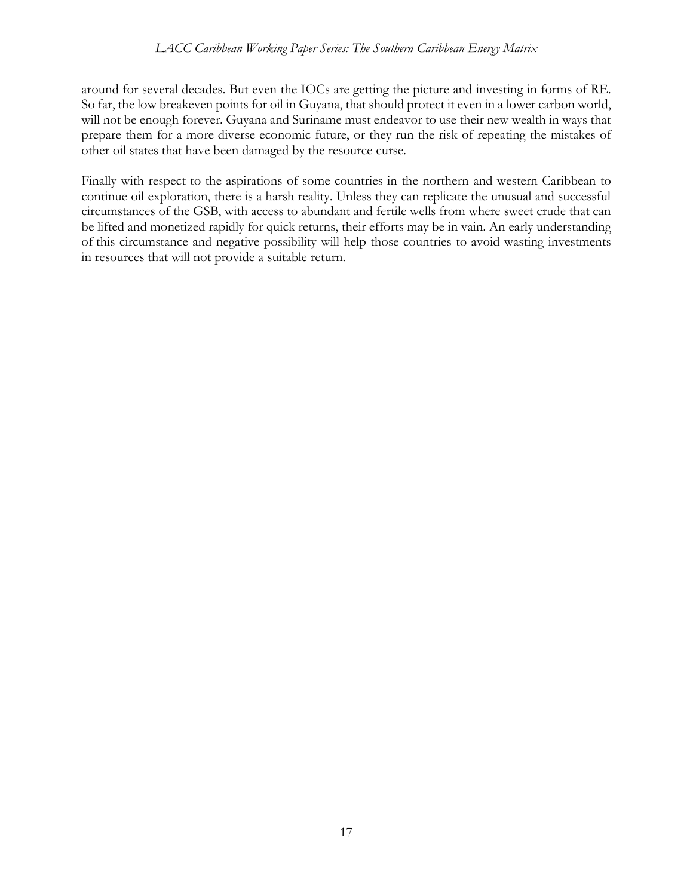around for several decades. But even the IOCs are getting the picture and investing in forms of RE. So far, the low breakeven points for oil in Guyana, that should protect it even in a lower carbon world, will not be enough forever. Guyana and Suriname must endeavor to use their new wealth in ways that prepare them for a more diverse economic future, or they run the risk of repeating the mistakes of other oil states that have been damaged by the resource curse.

Finally with respect to the aspirations of some countries in the northern and western Caribbean to continue oil exploration, there is a harsh reality. Unless they can replicate the unusual and successful circumstances of the GSB, with access to abundant and fertile wells from where sweet crude that can be lifted and monetized rapidly for quick returns, their efforts may be in vain. An early understanding of this circumstance and negative possibility will help those countries to avoid wasting investments in resources that will not provide a suitable return.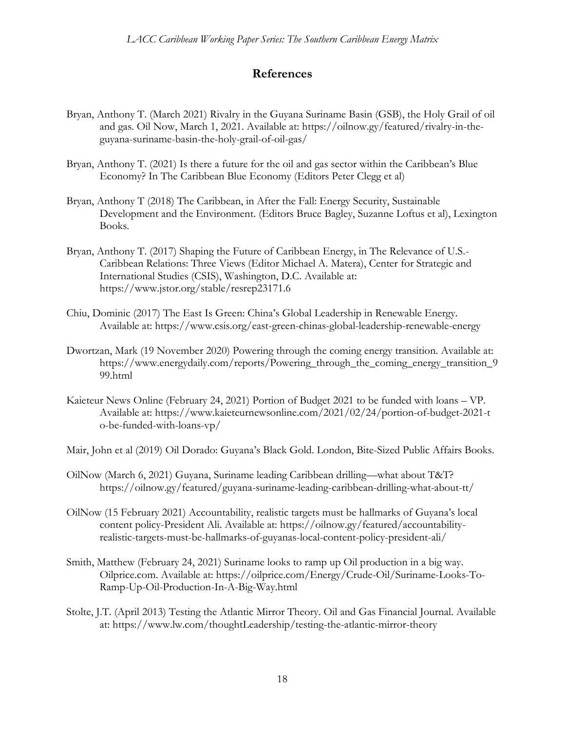## References

Bryan, Anthony T. (March 2021) Rivalry in the Guyana Suriname Basin (GSB), the Holy Grail of oil and gas. Oil Now, March 1, 2021. Available at: https://oilnow.gy/featured/rivalry-in-the-guyana-suriname-basin-the-holy-grail-of-oil-gas/

Bryan, Anthony T. (2021) Is there a future for the oil and gas sector within the Caribbean's Blue Economy? In The Caribbean Blue Economy (Editors Peter Clegg et al)

Bryan, Anthony T (2018) The Caribbean, in After the Fall: Energy Security, Sustainable Development and the Environment. (Editors Bruce Bagley, Suzanne Loftus et al), Lexington Books.

Bryan, Anthony T. (2017) Shaping the Future of Caribbean Energy, in The Relevance of U.S.-Caribbean Relations: Three Views (Editor Michael A. Matera), Center for Strategic and International Studies (CSIS), Washington, D.C. Available at: https://www.jstor.org/stable/resrep23171.6

Chiu, Dominic (2017) The East Is Green: China's Global Leadership in Renewable Energy. Available at: https://www.csis.org/east-green-chinas-global-leadership-renewable-energy

Dwortzan, Mark (19 November 2020) Powering through the coming energy transition. Available at: https://www.energydaily.com/reports/Powering_through_the_coming_energy_transition_999.html

Kaieteur News Online (February 24, 2021) Portion of Budget 2021 to be funded with loans – VP. Available at: https://www.kaieteurnewsonline.com/2021/02/24/portion-of-budget-2021-to-be-funded-with-loans-vp/

Mair, John et al (2019) Oil Dorado: Guyana's Black Gold. London, Bite-Sized Public Affairs Books.

OilNow (March 6, 2021) Guyana, Suriname leading Caribbean drilling—what about T&T? https://oilnow.gy/featured/guyana-suriname-leading-caribbean-drilling-what-about-tt/

OilNow (15 February 2021) Accountability, realistic targets must be hallmarks of Guyana's local content policy-President Ali. Available at: https://oilnow.gy/featured/accountability-realistic-targets-must-be-hallmarks-of-guyanas-local-content-policy-president-ali/

Smith, Matthew (February 24, 2021) Suriname looks to ramp up Oil production in a big way. Oilprice.com. Available at: https://oilprice.com/Energy/Crude-Oil/Suriname-Looks-To-Ramp-Up-Oil-Production-In-A-Big-Way.html

Stolte, J.T. (April 2013) Testing the Atlantic Mirror Theory. Oil and Gas Financial Journal. Available at: https://www.lw.com/thoughtLeadership/testing-the-atlantic-mirror-theory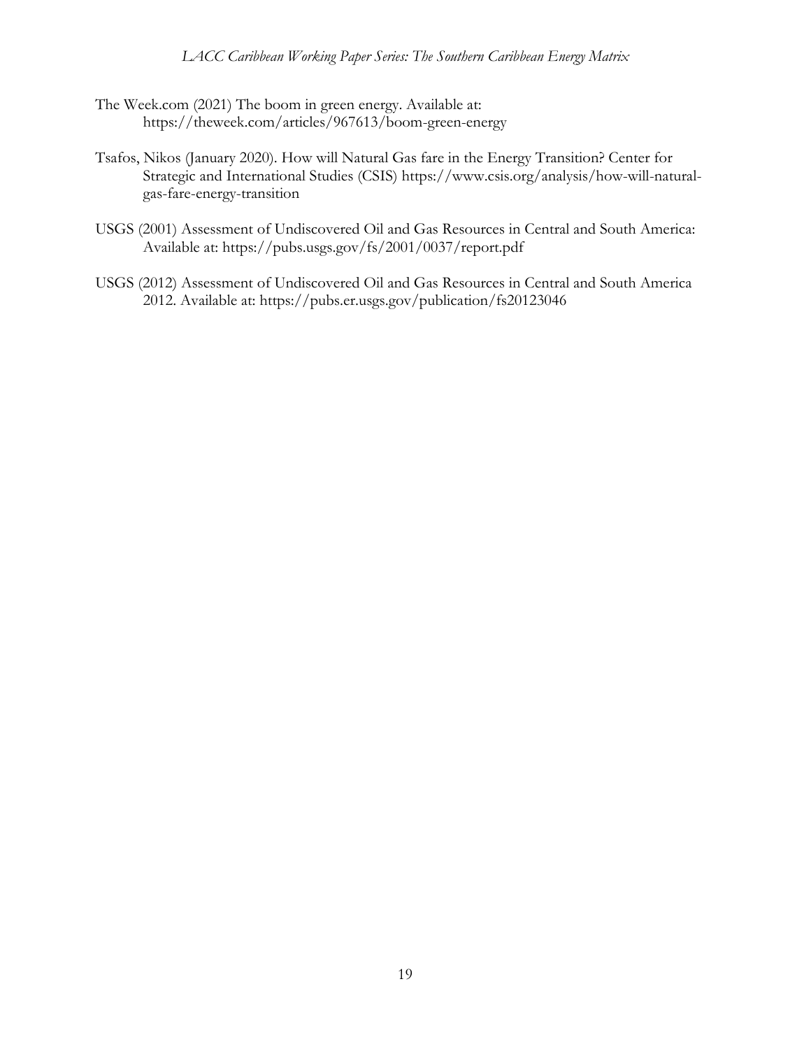The Week.com (2021) The boom in green energy. Available at: https://theweek.com/articles/967613/boom-green-energy

Tsafos, Nikos (January 2020). How will Natural Gas fare in the Energy Transition? Center for Strategic and International Studies (CSIS) https://www.csis.org/analysis/how-will-natural-gas-fare-energy-transition

USGS (2001) Assessment of Undiscovered Oil and Gas Resources in Central and South America: Available at: https://pubs.usgs.gov/fs/2001/0037/report.pdf

USGS (2012) Assessment of Undiscovered Oil and Gas Resources in Central and South America 2012. Available at: https://pubs.er.usgs.gov/publication/fs20123046